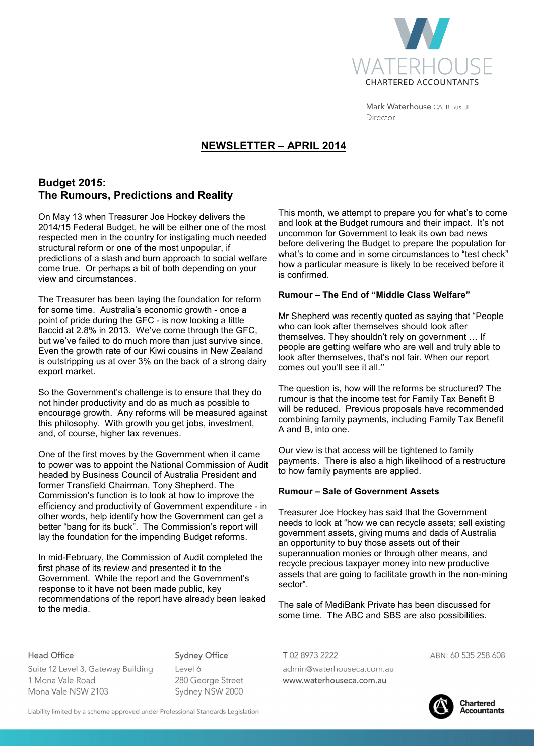WATERHOUSE
CHARTERED ACCOUNTANTS

Mark Waterhouse CA, B.Bus, JP
Director

# NEWSLETTER – APRIL 2014

## Budget 2015: The Rumours, Predictions and Reality

On May 13 when Treasurer Joe Hockey delivers the 2014/15 Federal Budget, he will be either one of the most respected men in the country for instigating much needed structural reform or one of the most unpopular, if predictions of a slash and burn approach to social welfare come true. Or perhaps a bit of both depending on your view and circumstances.

The Treasurer has been laying the foundation for reform for some time. Australia's economic growth - once a point of pride during the GFC - is now looking a little flaccid at 2.8% in 2013. We've come through the GFC, but we've failed to do much more than just survive since. Even the growth rate of our Kiwi cousins in New Zealand is outstripping us at over 3% on the back of a strong dairy export market.

So the Government's challenge is to ensure that they do not hinder productivity and do as much as possible to encourage growth. Any reforms will be measured against this philosophy. With growth you get jobs, investment, and, of course, higher tax revenues.

One of the first moves by the Government when it came to power was to appoint the National Commission of Audit headed by Business Council of Australia President and former Transfield Chairman, Tony Shepherd. The Commission's function is to look at how to improve the efficiency and productivity of Government expenditure - in other words, help identify how the Government can get a better "bang for its buck". The Commission's report will lay the foundation for the impending Budget reforms.

In mid-February, the Commission of Audit completed the first phase of its review and presented it to the Government. While the report and the Government's response to it have not been made public, key recommendations of the report have already been leaked to the media.

This month, we attempt to prepare you for what's to come and look at the Budget rumours and their impact. It's not uncommon for Government to leak its own bad news before delivering the Budget to prepare the population for what's to come and in some circumstances to "test check" how a particular measure is likely to be received before it is confirmed.

### Rumour – The End of "Middle Class Welfare"

Mr Shepherd was recently quoted as saying that "People who can look after themselves should look after themselves. They shouldn't rely on government … If people are getting welfare who are well and truly able to look after themselves, that's not fair. When our report comes out you'll see it all.''

The question is, how will the reforms be structured? The rumour is that the income test for Family Tax Benefit B will be reduced. Previous proposals have recommended combining family payments, including Family Tax Benefit A and B, into one.

Our view is that access will be tightened to family payments. There is also a high likelihood of a restructure to how family payments are applied.

### Rumour – Sale of Government Assets

Treasurer Joe Hockey has said that the Government needs to look at "how we can recycle assets; sell existing government assets, giving mums and dads of Australia an opportunity to buy those assets out of their superannuation monies or through other means, and recycle precious taxpayer money into new productive assets that are going to facilitate growth in the non-mining sector".

The sale of MediBank Private has been discussed for some time. The ABC and SBS are also possibilities.

Head Office
Suite 12 Level 3, Gateway Building
1 Mona Vale Road
Mona Vale NSW 2103

Sydney Office
Level 6
280 George Street
Sydney NSW 2000

T 02 8973 2222
admin@waterhouseca.com.au
www.waterhouseca.com.au

ABN: 60 535 258 608

Chartered Accountants

Liability limited by a scheme approved under Professional Standards Legislation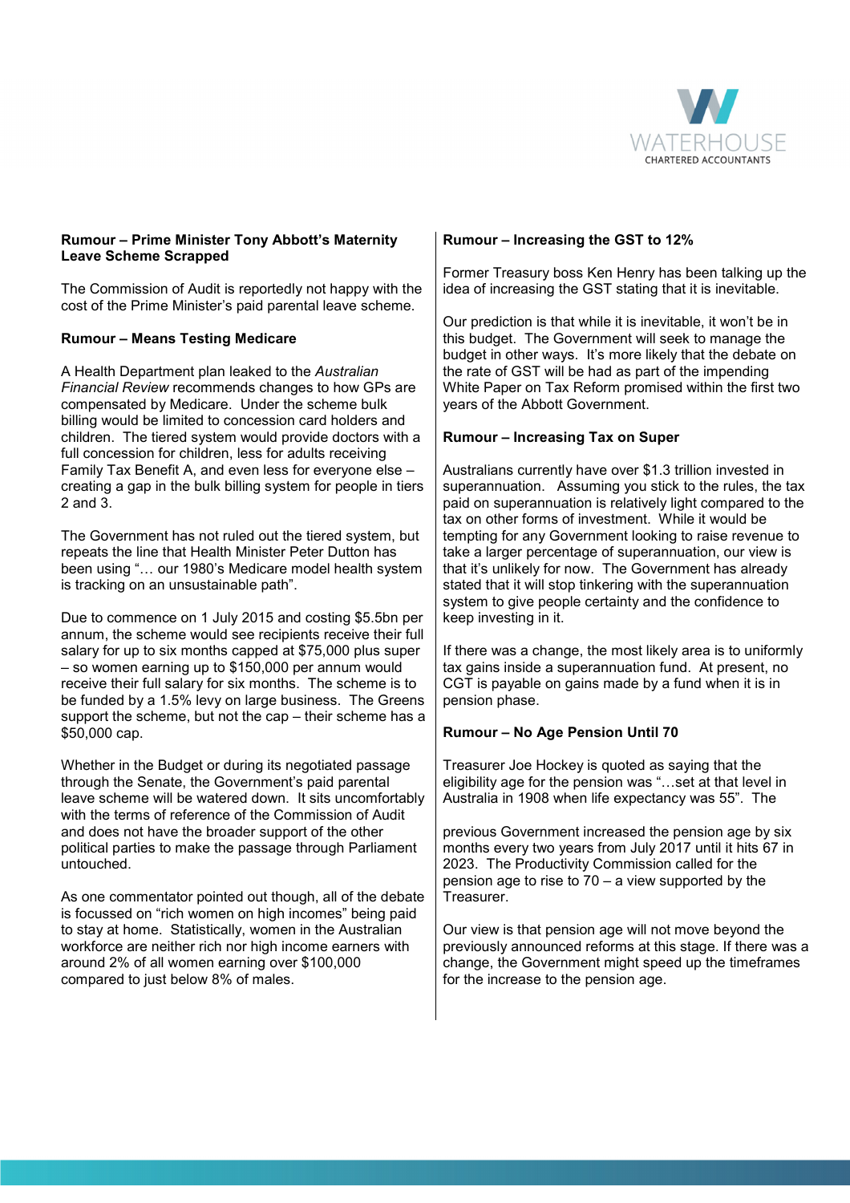**Rumour – Prime Minister Tony Abbott's Maternity Leave Scheme Scrapped**

The Commission of Audit is reportedly not happy with the cost of the Prime Minister's paid parental leave scheme.

**Rumour – Means Testing Medicare**

A Health Department plan leaked to the *Australian Financial Review* recommends changes to how GPs are compensated by Medicare. Under the scheme bulk billing would be limited to concession card holders and children. The tiered system would provide doctors with a full concession for children, less for adults receiving Family Tax Benefit A, and even less for everyone else – creating a gap in the bulk billing system for people in tiers 2 and 3.

The Government has not ruled out the tiered system, but repeats the line that Health Minister Peter Dutton has been using "… our 1980's Medicare model health system is tracking on an unsustainable path".

Due to commence on 1 July 2015 and costing $5.5bn per annum, the scheme would see recipients receive their full salary for up to six months capped at $75,000 plus super – so women earning up to $150,000 per annum would receive their full salary for six months. The scheme is to be funded by a 1.5% levy on large business. The Greens support the scheme, but not the cap – their scheme has a $50,000 cap.

Whether in the Budget or during its negotiated passage through the Senate, the Government's paid parental leave scheme will be watered down. It sits uncomfortably with the terms of reference of the Commission of Audit and does not have the broader support of the other political parties to make the passage through Parliament untouched.

As one commentator pointed out though, all of the debate is focussed on "rich women on high incomes" being paid to stay at home. Statistically, women in the Australian workforce are neither rich nor high income earners with around 2% of all women earning over $100,000 compared to just below 8% of males.

**Rumour – Increasing the GST to 12%**

Former Treasury boss Ken Henry has been talking up the idea of increasing the GST stating that it is inevitable.

Our prediction is that while it is inevitable, it won't be in this budget. The Government will seek to manage the budget in other ways. It's more likely that the debate on the rate of GST will be had as part of the impending White Paper on Tax Reform promised within the first two years of the Abbott Government.

**Rumour – Increasing Tax on Super**

Australians currently have over $1.3 trillion invested in superannuation. Assuming you stick to the rules, the tax paid on superannuation is relatively light compared to the tax on other forms of investment. While it would be tempting for any Government looking to raise revenue to take a larger percentage of superannuation, our view is that it's unlikely for now. The Government has already stated that it will stop tinkering with the superannuation system to give people certainty and the confidence to keep investing in it.

If there was a change, the most likely area is to uniformly tax gains inside a superannuation fund. At present, no CGT is payable on gains made by a fund when it is in pension phase.

**Rumour – No Age Pension Until 70**

Treasurer Joe Hockey is quoted as saying that the eligibility age for the pension was "…set at that level in Australia in 1908 when life expectancy was 55". The previous Government increased the pension age by six months every two years from July 2017 until it hits 67 in 2023. The Productivity Commission called for the pension age to rise to 70 – a view supported by the Treasurer.

Our view is that pension age will not move beyond the previously announced reforms at this stage. If there was a change, the Government might speed up the timeframes for the increase to the pension age.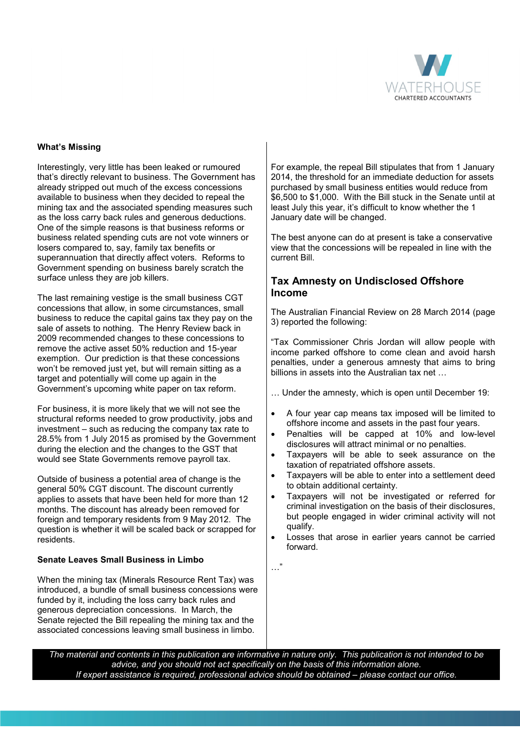**What's Missing**

Interestingly, very little has been leaked or rumoured that's directly relevant to business. The Government has already stripped out much of the excess concessions available to business when they decided to repeal the mining tax and the associated spending measures such as the loss carry back rules and generous deductions. One of the simple reasons is that business reforms or business related spending cuts are not vote winners or losers compared to, say, family tax benefits or superannuation that directly affect voters. Reforms to Government spending on business barely scratch the surface unless they are job killers.

The last remaining vestige is the small business CGT concessions that allow, in some circumstances, small business to reduce the capital gains tax they pay on the sale of assets to nothing. The Henry Review back in 2009 recommended changes to these concessions to remove the active asset 50% reduction and 15-year exemption. Our prediction is that these concessions won't be removed just yet, but will remain sitting as a target and potentially will come up again in the Government's upcoming white paper on tax reform.

For business, it is more likely that we will not see the structural reforms needed to grow productivity, jobs and investment – such as reducing the company tax rate to 28.5% from 1 July 2015 as promised by the Government during the election and the changes to the GST that would see State Governments remove payroll tax.

Outside of business a potential area of change is the general 50% CGT discount. The discount currently applies to assets that have been held for more than 12 months. The discount has already been removed for foreign and temporary residents from 9 May 2012. The question is whether it will be scaled back or scrapped for residents.

**Senate Leaves Small Business in Limbo**

When the mining tax (Minerals Resource Rent Tax) was introduced, a bundle of small business concessions were funded by it, including the loss carry back rules and generous depreciation concessions. In March, the Senate rejected the Bill repealing the mining tax and the associated concessions leaving small business in limbo.

For example, the repeal Bill stipulates that from 1 January 2014, the threshold for an immediate deduction for assets purchased by small business entities would reduce from $6,500 to $1,000. With the Bill stuck in the Senate until at least July this year, it's difficult to know whether the 1 January date will be changed.

The best anyone can do at present is take a conservative view that the concessions will be repealed in line with the current Bill.

## Tax Amnesty on Undisclosed Offshore Income

The Australian Financial Review on 28 March 2014 (page 3) reported the following:

"Tax Commissioner Chris Jordan will allow people with income parked offshore to come clean and avoid harsh penalties, under a generous amnesty that aims to bring billions in assets into the Australian tax net …

… Under the amnesty, which is open until December 19:

- A four year cap means tax imposed will be limited to offshore income and assets in the past four years.
- Penalties will be capped at 10% and low-level disclosures will attract minimal or no penalties.
- Taxpayers will be able to seek assurance on the taxation of repatriated offshore assets.
- Taxpayers will be able to enter into a settlement deed to obtain additional certainty.
- Taxpayers will not be investigated or referred for criminal investigation on the basis of their disclosures, but people engaged in wider criminal activity will not qualify.
- Losses that arose in earlier years cannot be carried forward.

…"

*The material and contents in this publication are informative in nature only. This publication is not intended to be advice, and you should not act specifically on the basis of this information alone. If expert assistance is required, professional advice should be obtained – please contact our office.*